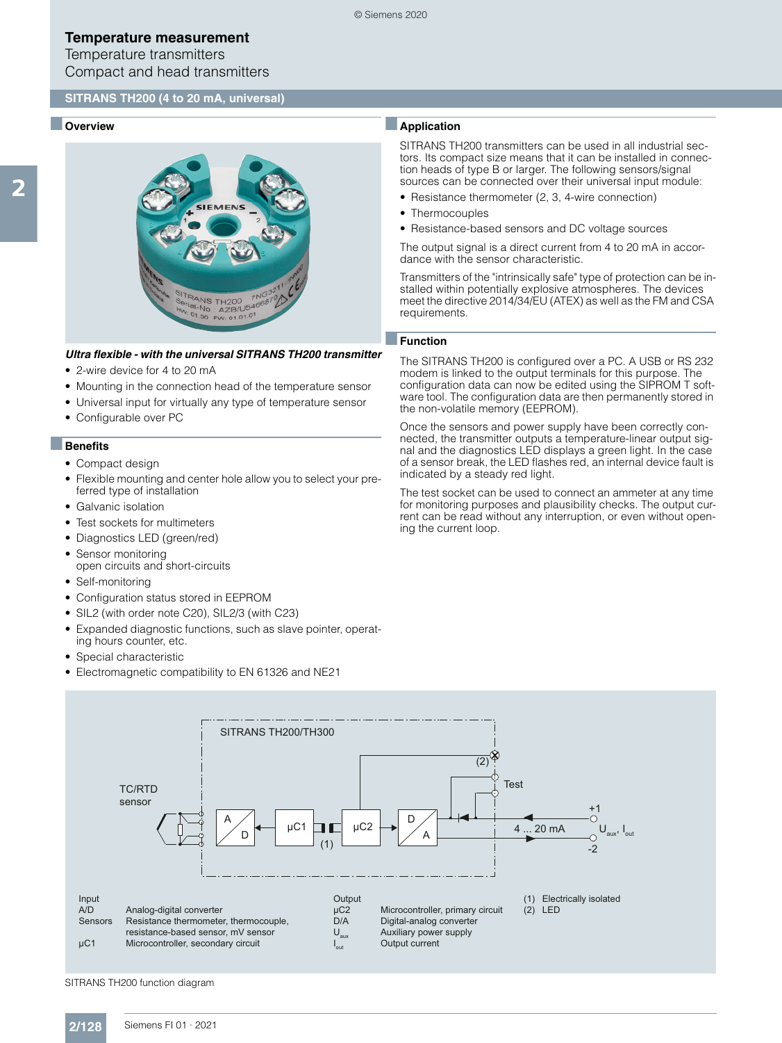# Temperature measurement

Temperature transmitters

Compact and head transmitters

## SITRANS TH200 (4 to 20 mA, universal)

### Overview

***Ultra flexible - with the universal SITRANS TH200 transmitter***

- 2-wire device for 4 to 20 mA
- Mounting in the connection head of the temperature sensor
- Universal input for virtually any type of temperature sensor
- Configurable over PC

### Benefits

- Compact design
- Flexible mounting and center hole allow you to select your preferred type of installation
- Galvanic isolation
- Test sockets for multimeters
- Diagnostics LED (green/red)
- Sensor monitoring
  open circuits and short-circuits
- Self-monitoring
- Configuration status stored in EEPROM
- SIL2 (with order note C20), SIL2/3 (with C23)
- Expanded diagnostic functions, such as slave pointer, operating hours counter, etc.
- Special characteristic
- Electromagnetic compatibility to EN 61326 and NE21

### Application

SITRANS TH200 transmitters can be used in all industrial sectors. Its compact size means that it can be installed in connection heads of type B or larger. The following sensors/signal sources can be connected over their universal input module:

- Resistance thermometer (2, 3, 4-wire connection)
- Thermocouples
- Resistance-based sensors and DC voltage sources

The output signal is a direct current from 4 to 20 mA in accordance with the sensor characteristic.

Transmitters of the "intrinsically safe" type of protection can be installed within potentially explosive atmospheres. The devices meet the directive 2014/34/EU (ATEX) as well as the FM and CSA requirements.

### Function

The SITRANS TH200 is configured over a PC. A USB or RS 232 modem is linked to the output terminals for this purpose. The configuration data can now be edited using the SIPROM T software tool. The configuration data are then permanently stored in the non-volatile memory (EEPROM).

Once the sensors and power supply have been correctly connected, the transmitter outputs a temperature-linear output signal and the diagnostics LED displays a green light. In the case of a sensor break, the LED flashes red, an internal device fault is indicated by a steady red light.

The test socket can be used to connect an ammeter at any time for monitoring purposes and plausibility checks. The output current can be read without any interruption, or even without opening the current loop.

SITRANS TH200/TH300

TC/RTD sensor

A/D, µC1, (1), µC2, D/A, (2), Test, +1, 4 ... 20 mA, $U_{aux}$, $I_{out}$, -2

| | | | | | |
|---|---|---|---|---|---|
| Input | | Output | | (1) | Electrically isolated |
| A/D | Analog-digital converter | µC2 | Microcontroller, primary circuit | (2) | LED |
| Sensors | Resistance thermometer, thermocouple, resistance-based sensor, mV sensor | D/A | Digital-analog converter | | |
| µC1 | Microcontroller, secondary circuit | $U_{aux}$ | Auxiliary power supply | | |
| | | $I_{out}$ | Output current | | |

SITRANS TH200 function diagram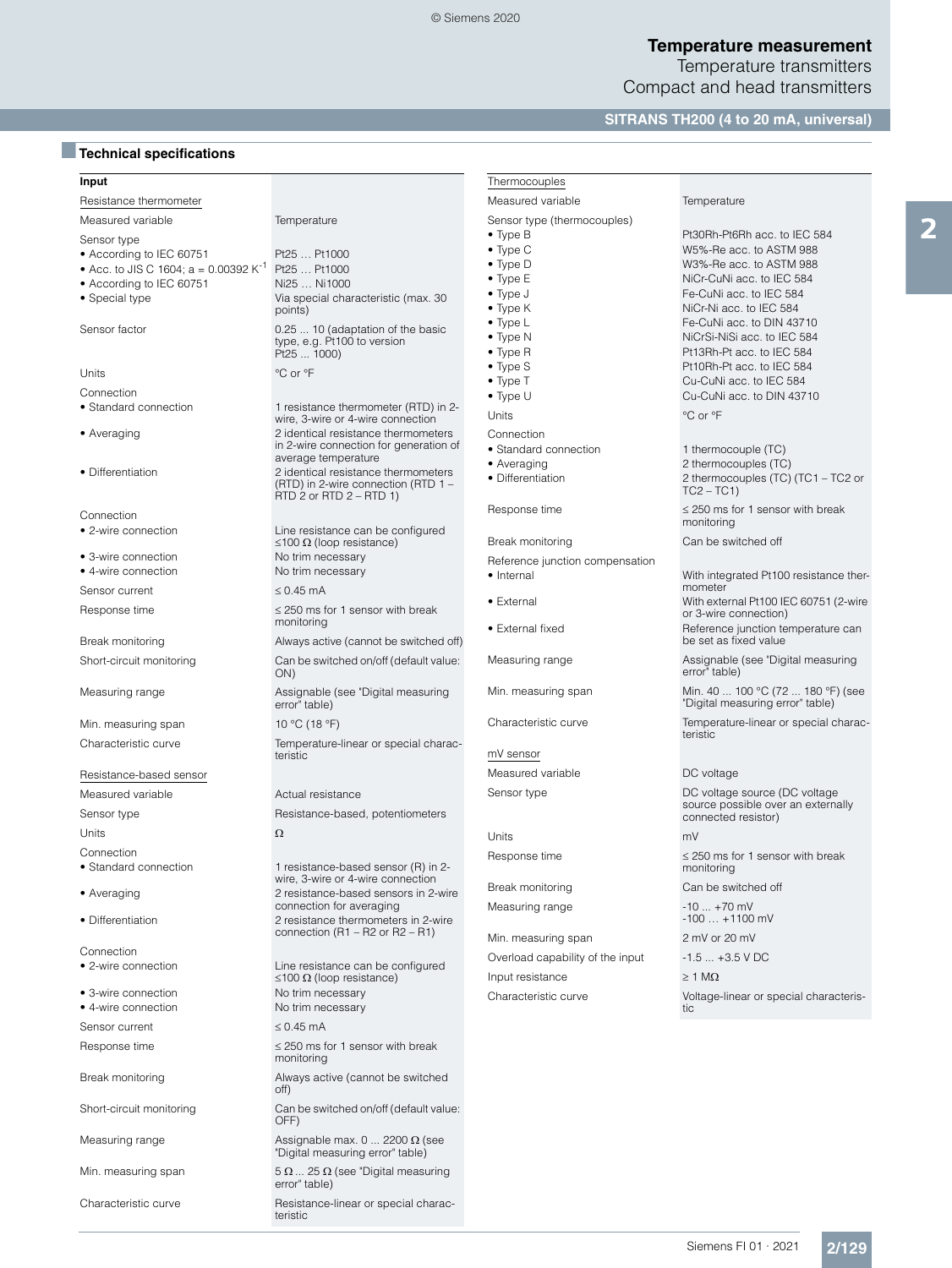## Technical specifications

| **Input** | |
|---|---|
| Resistance thermometer | |
| Measured variable | Temperature |
| Sensor type | |
| • According to IEC 60751 | Pt25 … Pt1000 |
| • Acc. to JIS C 1604; a = 0.00392 $K^{-1}$ | Pt25 … Pt1000 |
| • According to IEC 60751 | Ni25 … Ni1000 |
| • Special type | Via special characteristic (max. 30 points) |
| Sensor factor | 0.25 ... 10 (adaptation of the basic type, e.g. Pt100 to version Pt25 ... 1000) |
| Units | °C or °F |
| Connection | |
| • Standard connection | 1 resistance thermometer (RTD) in 2-wire, 3-wire or 4-wire connection |
| • Averaging | 2 identical resistance thermometers in 2-wire connection for generation of average temperature |
| • Differentiation | 2 identical resistance thermometers (RTD) in 2-wire connection (RTD 1 – RTD 2 or RTD 2 – RTD 1) |
| Connection | |
| • 2-wire connection | Line resistance can be configured ≤100 Ω (loop resistance) |
| • 3-wire connection | No trim necessary |
| • 4-wire connection | No trim necessary |
| Sensor current | ≤ 0.45 mA |
| Response time | ≤ 250 ms for 1 sensor with break monitoring |
| Break monitoring | Always active (cannot be switched off) |
| Short-circuit monitoring | Can be switched on/off (default value: ON) |
| Measuring range | Assignable (see "Digital measuring error" table) |
| Min. measuring span | 10 °C (18 °F) |
| Characteristic curve | Temperature-linear or special characteristic |
| Resistance-based sensor | |
| Measured variable | Actual resistance |
| Sensor type | Resistance-based, potentiometers |
| Units | Ω |
| Connection | |
| • Standard connection | 1 resistance-based sensor (R) in 2-wire, 3-wire or 4-wire connection |
| • Averaging | 2 resistance-based sensors in 2-wire connection for averaging |
| • Differentiation | 2 resistance thermometers in 2-wire connection (R1 – R2 or R2 – R1) |
| Connection | |
| • 2-wire connection | Line resistance can be configured ≤100 Ω (loop resistance) |
| • 3-wire connection | No trim necessary |
| • 4-wire connection | No trim necessary |
| Sensor current | ≤ 0.45 mA |
| Response time | ≤ 250 ms for 1 sensor with break monitoring |
| Break monitoring | Always active (cannot be switched off) |
| Short-circuit monitoring | Can be switched on/off (default value: OFF) |
| Measuring range | Assignable max. 0 ... 2200 Ω (see "Digital measuring error" table) |
| Min. measuring span | 5 Ω ... 25 Ω (see "Digital measuring error" table) |
| Characteristic curve | Resistance-linear or special characteristic |
| Thermocouples | |
| Measured variable | Temperature |
| Sensor type (thermocouples) | |
| • Type B | Pt30Rh-Pt6Rh acc. to IEC 584 |
| • Type C | W5%-Re acc. to ASTM 988 |
| • Type D | W3%-Re acc. to ASTM 988 |
| • Type E | NiCr-CuNi acc. to IEC 584 |
| • Type J | Fe-CuNi acc. to IEC 584 |
| • Type K | NiCr-Ni acc. to IEC 584 |
| • Type L | Fe-CuNi acc. to DIN 43710 |
| • Type N | NiCrSi-NiSi acc. to IEC 584 |
| • Type R | Pt13Rh-Pt acc. to IEC 584 |
| • Type S | Pt10Rh-Pt acc. to IEC 584 |
| • Type T | Cu-CuNi acc. to IEC 584 |
| • Type U | Cu-CuNi acc. to DIN 43710 |
| Units | °C or °F |
| Connection | |
| • Standard connection | 1 thermocouple (TC) |
| • Averaging | 2 thermocouples (TC) |
| • Differentiation | 2 thermocouples (TC) (TC1 – TC2 or TC2 – TC1) |
| Response time | ≤ 250 ms for 1 sensor with break monitoring |
| Break monitoring | Can be switched off |
| Reference junction compensation | |
| • Internal | With integrated Pt100 resistance thermometer |
| • External | With external Pt100 IEC 60751 (2-wire or 3-wire connection) |
| • External fixed | Reference junction temperature can be set as fixed value |
| Measuring range | Assignable (see "Digital measuring error" table) |
| Min. measuring span | Min. 40 ... 100 °C (72 ... 180 °F) (see "Digital measuring error" table) |
| Characteristic curve | Temperature-linear or special characteristic |
| mV sensor | |
| Measured variable | DC voltage |
| Sensor type | DC voltage source (DC voltage source possible over an externally connected resistor) |
| Units | mV |
| Response time | ≤ 250 ms for 1 sensor with break monitoring |
| Break monitoring | Can be switched off |
| Measuring range | -10 ... +70 mV<br>-100 … +1100 mV |
| Min. measuring span | 2 mV or 20 mV |
| Overload capability of the input | -1.5 ... +3.5 V DC |
| Input resistance | ≥ 1 MΩ |
| Characteristic curve | Voltage-linear or special characteristic |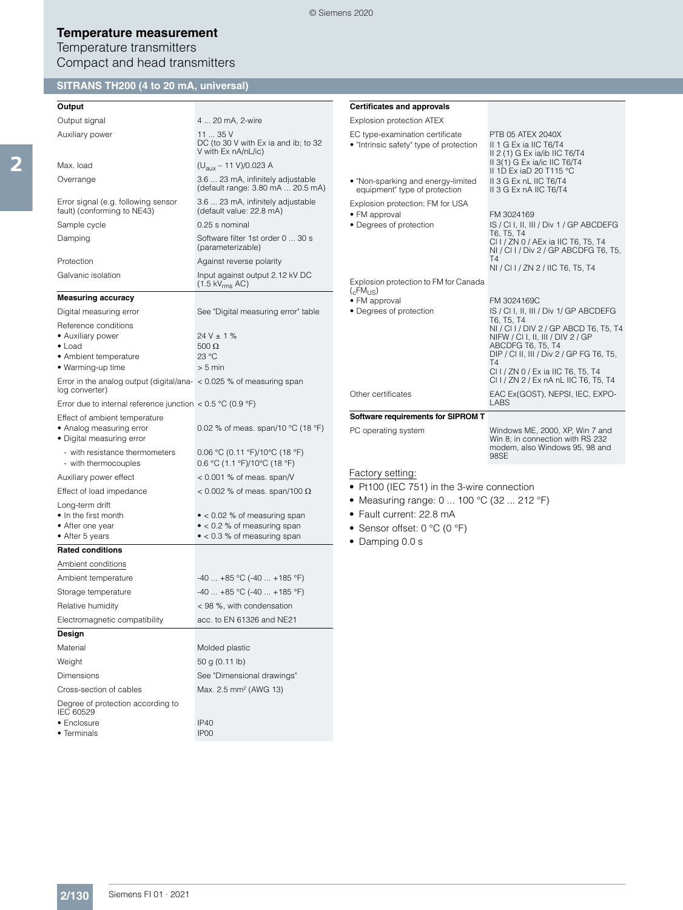# Temperature measurement

Temperature transmitters

Compact and head transmitters

## SITRANS TH200 (4 to 20 mA, universal)

| **Output** | |
|---|---|
| Output signal | 4 ... 20 mA, 2-wire |
| Auxiliary power | 11 ... 35 V DC (to 30 V with Ex ia and ib; to 32 V with Ex nA/nL/ic) |
| Max. load | $(U_{aux} - 11\ V)/0.023\ A$ |
| Overrange | 3.6 ... 23 mA, infinitely adjustable (default range: 3.80 mA ... 20.5 mA) |
| Error signal (e.g. following sensor fault) (conforming to NE43) | 3.6 ... 23 mA, infinitely adjustable (default value: 22.8 mA) |
| Sample cycle | 0.25 s nominal |
| Damping | Software filter 1st order 0 ... 30 s (parameterizable) |
| Protection | Against reverse polarity |
| Galvanic isolation | Input against output 2.12 kV DC (1.5 $kV_{rms}$ AC) |
| **Measuring accuracy** | |
| Digital measuring error | See "Digital measuring error" table |
| Reference conditions | |
| • Auxiliary power | 24 V ± 1 % |
| • Load | 500 Ω |
| • Ambient temperature | 23 °C |
| • Warming-up time | > 5 min |
| Error in the analog output (digital/analog converter) | < 0.025 % of measuring span |
| Error due to internal reference junction | < 0.5 °C (0.9 °F) |
| Effect of ambient temperature | |
| • Analog measuring error | 0.02 % of meas. span/10 °C (18 °F) |
| • Digital measuring error | |
| - with resistance thermometers | 0.06 °C (0.11 °F)/10°C (18 °F) |
| - with thermocouples | 0.6 °C (1.1 °F)/10°C (18 °F) |
| Auxiliary power effect | < 0.001 % of meas. span/V |
| Effect of load impedance | < 0.002 % of meas. span/100 Ω |
| Long-term drift | |
| • In the first month | • < 0.02 % of measuring span |
| • After one year | • < 0.2 % of measuring span |
| • After 5 years | • < 0.3 % of measuring span |
| **Rated conditions** | |
| Ambient conditions | |
| Ambient temperature | -40 ... +85 °C (-40 ... +185 °F) |
| Storage temperature | -40 ... +85 °C (-40 ... +185 °F) |
| Relative humidity | < 98 %, with condensation |
| Electromagnetic compatibility | acc. to EN 61326 and NE21 |
| **Design** | |
| Material | Molded plastic |
| Weight | 50 g (0.11 lb) |
| Dimensions | See "Dimensional drawings" |
| Cross-section of cables | Max. 2.5 mm² (AWG 13) |
| Degree of protection according to IEC 60529 | |
| • Enclosure | IP40 |
| • Terminals | IP00 |

| **Certificates and approvals** | |
|---|---|
| Explosion protection ATEX | |
| EC type-examination certificate | PTB 05 ATEX 2040X |
| • "Intrinsic safety" type of protection | II 1 G Ex ia IIC T6/T4<br>II 2 (1) G Ex ia/ib IIC T6/T4<br>II 3(1) G Ex ia/ic IIC T6/T4<br>II 1D Ex iaD 20 T115 °C |
| • "Non-sparking and energy-limited equipment" type of protection | II 3 G Ex nL IIC T6/T4<br>II 3 G Ex nA IIC T6/T4 |
| Explosion protection: FM for USA | |
| • FM approval | FM 3024169 |
| • Degrees of protection | IS / Cl I, II, III / Div 1 / GP ABCDEFG T6, T5, T4<br>Cl I / ZN 0 / AEx ia IIC T6, T5, T4<br>NI / Cl I / Div 2 / GP ABCDFG T6, T5, T4<br>NI / Cl I / ZN 2 / IIC T6, T5, T4 |
| Explosion protection to FM for Canada ($_{c}FM_{US}$) | |
| • FM approval | FM 3024169C |
| • Degrees of protection | IS / Cl I, II, III / Div 1/ GP ABCDEFG T6, T5, T4<br>NI / Cl I / DIV 2 / GP ABCD T6, T5, T4<br>NIFW / Cl I, II, III / DIV 2 / GP ABCDFG T6, T5, T4<br>DIP / Cl II, III / Div 2 / GP FG T6, T5, T4<br>Cl I / ZN 0 / Ex ia IIC T6, T5, T4<br>Cl I / ZN 2 / Ex nA nL IIC T6, T5, T4 |
| Other certificates | EAC Ex(GOST), NEPSI, IEC, EXPO-LABS |
| **Software requirements for SIPROM T** | |
| PC operating system | Windows ME, 2000, XP, Win 7 and Win 8; in connection with RS 232 modem, also Windows 95, 98 and 98SE |

Factory setting:

- Pt100 (IEC 751) in the 3-wire connection
- Measuring range: 0 ... 100 °C (32 ... 212 °F)
- Fault current: 22.8 mA
- Sensor offset: 0 °C (0 °F)
- Damping 0.0 s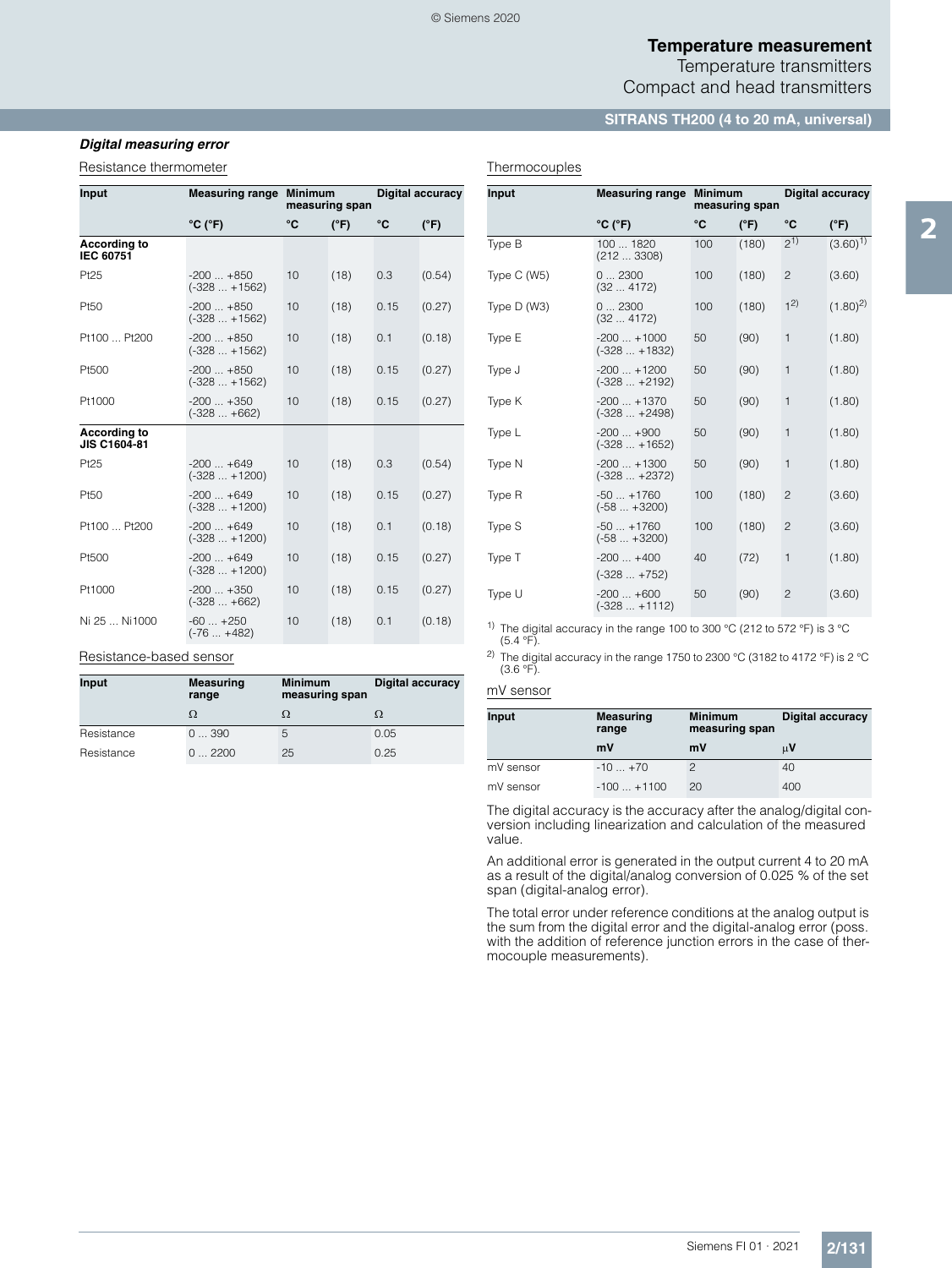### *Digital measuring error*

Resistance thermometer

| Input | Measuring range | Minimum measuring span | | Digital accuracy | |
|---|---|---|---|---|---|
| | °C (°F) | °C | (°F) | °C | (°F) |
| **According to IEC 60751** | | | | | |
| Pt25 | -200 ... +850 (-328 ... +1562) | 10 | (18) | 0.3 | (0.54) |
| Pt50 | -200 ... +850 (-328 ... +1562) | 10 | (18) | 0.15 | (0.27) |
| Pt100 ... Pt200 | -200 ... +850 (-328 ... +1562) | 10 | (18) | 0.1 | (0.18) |
| Pt500 | -200 ... +850 (-328 ... +1562) | 10 | (18) | 0.15 | (0.27) |
| Pt1000 | -200 ... +350 (-328 ... +662) | 10 | (18) | 0.15 | (0.27) |
| **According to JIS C1604-81** | | | | | |
| Pt25 | -200 ... +649 (-328 ... +1200) | 10 | (18) | 0.3 | (0.54) |
| Pt50 | -200 ... +649 (-328 ... +1200) | 10 | (18) | 0.15 | (0.27) |
| Pt100 ... Pt200 | -200 ... +649 (-328 ... +1200) | 10 | (18) | 0.1 | (0.18) |
| Pt500 | -200 ... +649 (-328 ... +1200) | 10 | (18) | 0.15 | (0.27) |
| Pt1000 | -200 ... +350 (-328 ... +662) | 10 | (18) | 0.15 | (0.27) |
| Ni 25 ... Ni1000 | -60 ... +250 (-76 ... +482) | 10 | (18) | 0.1 | (0.18) |

Resistance-based sensor

| Input | Measuring range | Minimum measuring span | Digital accuracy |
|---|---|---|---|
| | Ω | Ω | Ω |
| Resistance | 0 ... 390 | 5 | 0.05 |
| Resistance | 0 ... 2200 | 25 | 0.25 |

Thermocouples

| Input | Measuring range | Minimum measuring span | | Digital accuracy | |
|---|---|---|---|---|---|
| | °C (°F) | °C | (°F) | °C | (°F) |
| Type B | 100 ... 1820 (212 ... 3308) | 100 | (180) | 2[1] | (3.60)[1] |
| Type C (W5) | 0 ... 2300 (32 ... 4172) | 100 | (180) | 2 | (3.60) |
| Type D (W3) | 0 ... 2300 (32 ... 4172) | 100 | (180) | 1[2] | (1.80)[2] |
| Type E | -200 ... +1000 (-328 ... +1832) | 50 | (90) | 1 | (1.80) |
| Type J | -200 ... +1200 (-328 ... +2192) | 50 | (90) | 1 | (1.80) |
| Type K | -200 ... +1370 (-328 ... +2498) | 50 | (90) | 1 | (1.80) |
| Type L | -200 ... +900 (-328 ... +1652) | 50 | (90) | 1 | (1.80) |
| Type N | -200 ... +1300 (-328 ... +2372) | 50 | (90) | 1 | (1.80) |
| Type R | -50 ... +1760 (-58 ... +3200) | 100 | (180) | 2 | (3.60) |
| Type S | -50 ... +1760 (-58 ... +3200) | 100 | (180) | 2 | (3.60) |
| Type T | -200 ... +400 (-328 ... +752) | 40 | (72) | 1 | (1.80) |
| Type U | -200 ... +600 (-328 ... +1112) | 50 | (90) | 2 | (3.60) |

[1] The digital accuracy in the range 100 to 300 °C (212 to 572 °F) is 3 °C (5.4 °F).

[2] The digital accuracy in the range 1750 to 2300 °C (3182 to 4172 °F) is 2 °C (3.6 °F).

mV sensor

| Input | Measuring range | Minimum measuring span | Digital accuracy |
|---|---|---|---|
| | mV | mV | μV |
| mV sensor | -10 ... +70 | 2 | 40 |
| mV sensor | -100 ... +1100 | 20 | 400 |

The digital accuracy is the accuracy after the analog/digital conversion including linearization and calculation of the measured value.

An additional error is generated in the output current 4 to 20 mA as a result of the digital/analog conversion of 0.025 % of the set span (digital-analog error).

The total error under reference conditions at the analog output is the sum from the digital error and the digital-analog error (poss. with the addition of reference junction errors in the case of thermocouple measurements).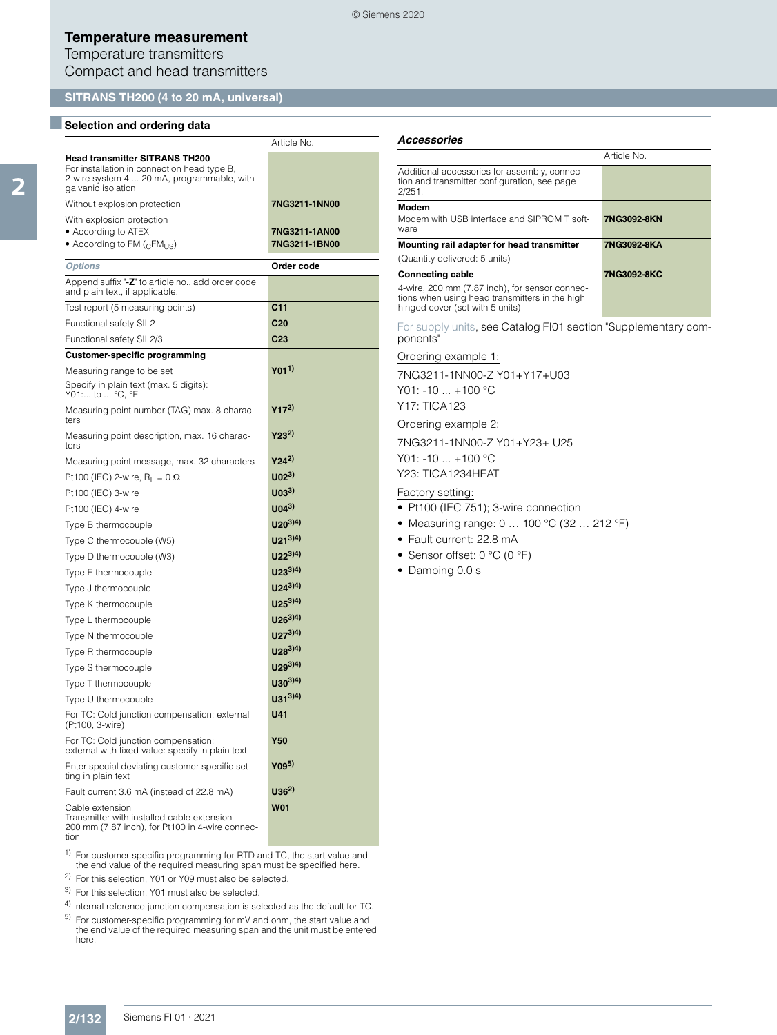# Temperature measurement

Temperature transmitters

Compact and head transmitters

## SITRANS TH200 (4 to 20 mA, universal)

### Selection and ordering data

| | Article No. |
|---|---|
| **Head transmitter SITRANS TH200**<br>For installation in connection head type B, 2-wire system 4 ... 20 mA, programmable, with galvanic isolation | |
| Without explosion protection | **7NG3211-1NN00** |
| With explosion protection | |
| • According to ATEX | **7NG3211-1AN00** |
| • According to FM ($_{C}FM_{US}$) | **7NG3211-1BN00** |
| ***Options*** | **Order code** |
| Append suffix "**-Z**" to article no., add order code and plain text, if applicable. | |
| Test report (5 measuring points) | **C11** |
| Functional safety SIL2 | **C20** |
| Functional safety SIL2/3 | **C23** |
| **Customer-specific programming** | |
| Measuring range to be set<br>Specify in plain text (max. 5 digits):<br>Y01:... to ... °C, °F | **Y01**[1] |
| Measuring point number (TAG) max. 8 characters | **Y17**[2] |
| Measuring point description, max. 16 characters | **Y23**[2] |
| Measuring point message, max. 32 characters | **Y24**[2] |
| Pt100 (IEC) 2-wire, $R_L$ = 0 Ω | **U02**[3] |
| Pt100 (IEC) 3-wire | **U03**[3] |
| Pt100 (IEC) 4-wire | **U04**[3] |
| Type B thermocouple | **U20**[3)4)] |
| Type C thermocouple (W5) | **U21**[3)4)] |
| Type D thermocouple (W3) | **U22**[3)4)] |
| Type E thermocouple | **U23**[3)4)] |
| Type J thermocouple | **U24**[3)4)] |
| Type K thermocouple | **U25**[3)4)] |
| Type L thermocouple | **U26**[3)4)] |
| Type N thermocouple | **U27**[3)4)] |
| Type R thermocouple | **U28**[3)4)] |
| Type S thermocouple | **U29**[3)4)] |
| Type T thermocouple | **U30**[3)4)] |
| Type U thermocouple | **U31**[3)4)] |
| For TC: Cold junction compensation: external (Pt100, 3-wire) | **U41** |
| For TC: Cold junction compensation: external with fixed value: specify in plain text | **Y50** |
| Enter special deviating customer-specific setting in plain text | **Y09**[5] |
| Fault current 3.6 mA (instead of 22.8 mA) | **U36**[2] |
| Cable extension<br>Transmitter with installed cable extension 200 mm (7.87 inch), for Pt100 in 4-wire connection | **W01** |

1) For customer-specific programming for RTD and TC, the start value and the end value of the required measuring span must be specified here.

2) For this selection, Y01 or Y09 must also be selected.

3) For this selection, Y01 must also be selected.

4) nternal reference junction compensation is selected as the default for TC.

5) For customer-specific programming for mV and ohm, the start value and the end value of the required measuring span and the unit must be entered here.

### *Accessories*

| | Article No. |
|---|---|
| Additional accessories for assembly, connection and transmitter configuration, see page 2/251. | |
| **Modem**<br>Modem with USB interface and SIPROM T software | **7NG3092-8KN** |
| **Mounting rail adapter for head transmitter**<br>(Quantity delivered: 5 units) | **7NG3092-8KA** |
| **Connecting cable**<br>4-wire, 200 mm (7.87 inch), for sensor connections when using head transmitters in the high hinged cover (set with 5 units) | **7NG3092-8KC** |

For supply units, see Catalog FI01 section "Supplementary components"

Ordering example 1:

7NG3211-1NN00-Z Y01+Y17+U03

Y01: -10 ... +100 °C

Y17: TICA123

Ordering example 2:

7NG3211-1NN00-Z Y01+Y23+ U25

Y01: -10 ... +100 °C

Y23: TICA1234HEAT

Factory setting:

- Pt100 (IEC 751); 3-wire connection
- Measuring range: 0 … 100 °C (32 … 212 °F)
- Fault current: 22.8 mA
- Sensor offset: 0 °C (0 °F)
- Damping 0.0 s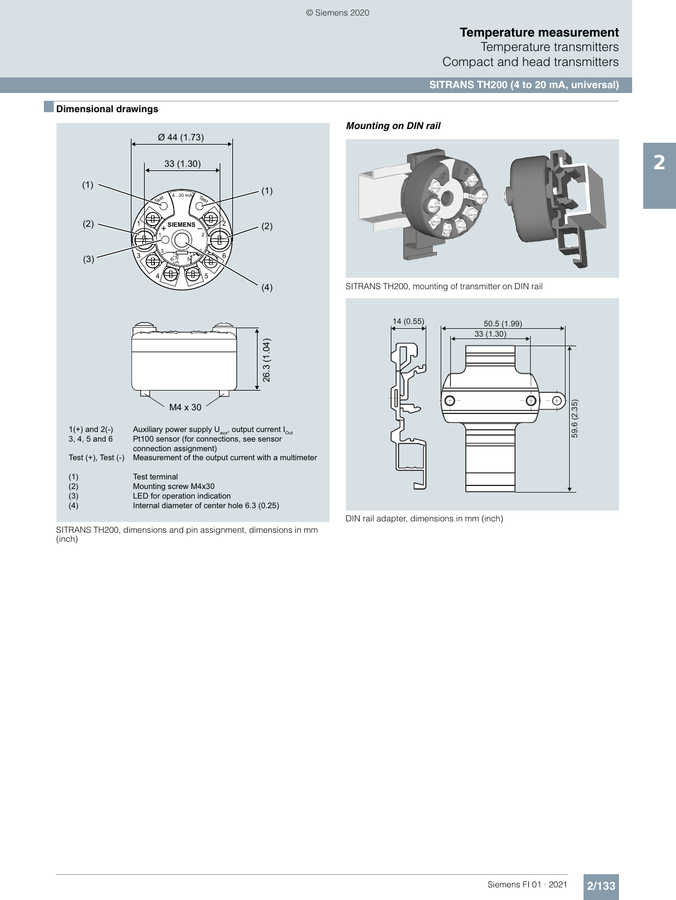## Dimensional drawings

| | |
|---|---|
| 1(+) and 2(-) | Auxiliary power supply $U_{aux}$, output current $I_{Out}$ |
| 3, 4, 5 and 6 | Pt100 sensor (for connections, see sensor connection assignment) |
| Test (+), Test (-) | Measurement of the output current with a multimeter |
| (1) | Test terminal |
| (2) | Mounting screw M4x30 |
| (3) | LED for operation indication |
| (4) | Internal diameter of center hole 6.3 (0.25) |

SITRANS TH200, dimensions and pin assignment, dimensions in mm (inch)

### *Mounting on DIN rail*

SITRANS TH200, mounting of transmitter on DIN rail

DIN rail adapter, dimensions in mm (inch)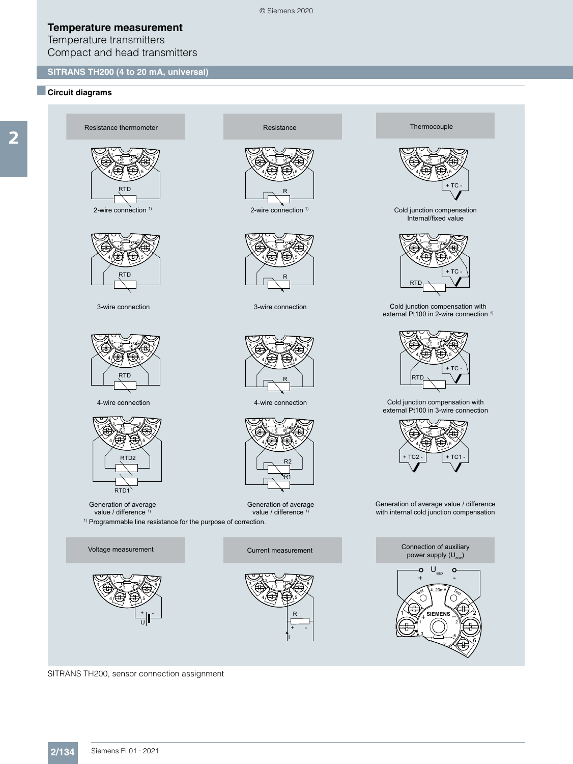# Temperature measurement

Temperature transmitters

Compact and head transmitters

## SITRANS TH200 (4 to 20 mA, universal)

### Circuit diagrams

Resistance thermometer

RTD

2-wire connection [1)]

RTD

3-wire connection

RTD

4-wire connection

RTD2

RTD1

Generation of average value / difference [1)]

Resistance

R

2-wire connection [1)]

R

3-wire connection

R

4-wire connection

R2

R1

Generation of average value / difference [1)]

Thermocouple

+ TC -

Cold junction compensation Internal/fixed value

+ TC -

RTD

Cold junction compensation with external Pt100 in 2-wire connection [1)]

+ TC -

RTD

Cold junction compensation with external Pt100 in 3-wire connection

+ TC2 -

+ TC1 -

Generation of average value / difference with internal cold junction compensation

[1)] Programmable line resistance for the purpose of correction.

Voltage measurement

+ -

U

Current measurement

R

+ -

I

Connection of auxiliary power supply ($U_{aux}$)

$U_{aux}$

+ -

Test

4..20mA

Test

SIEMENS

SITRANS TH200, sensor connection assignment